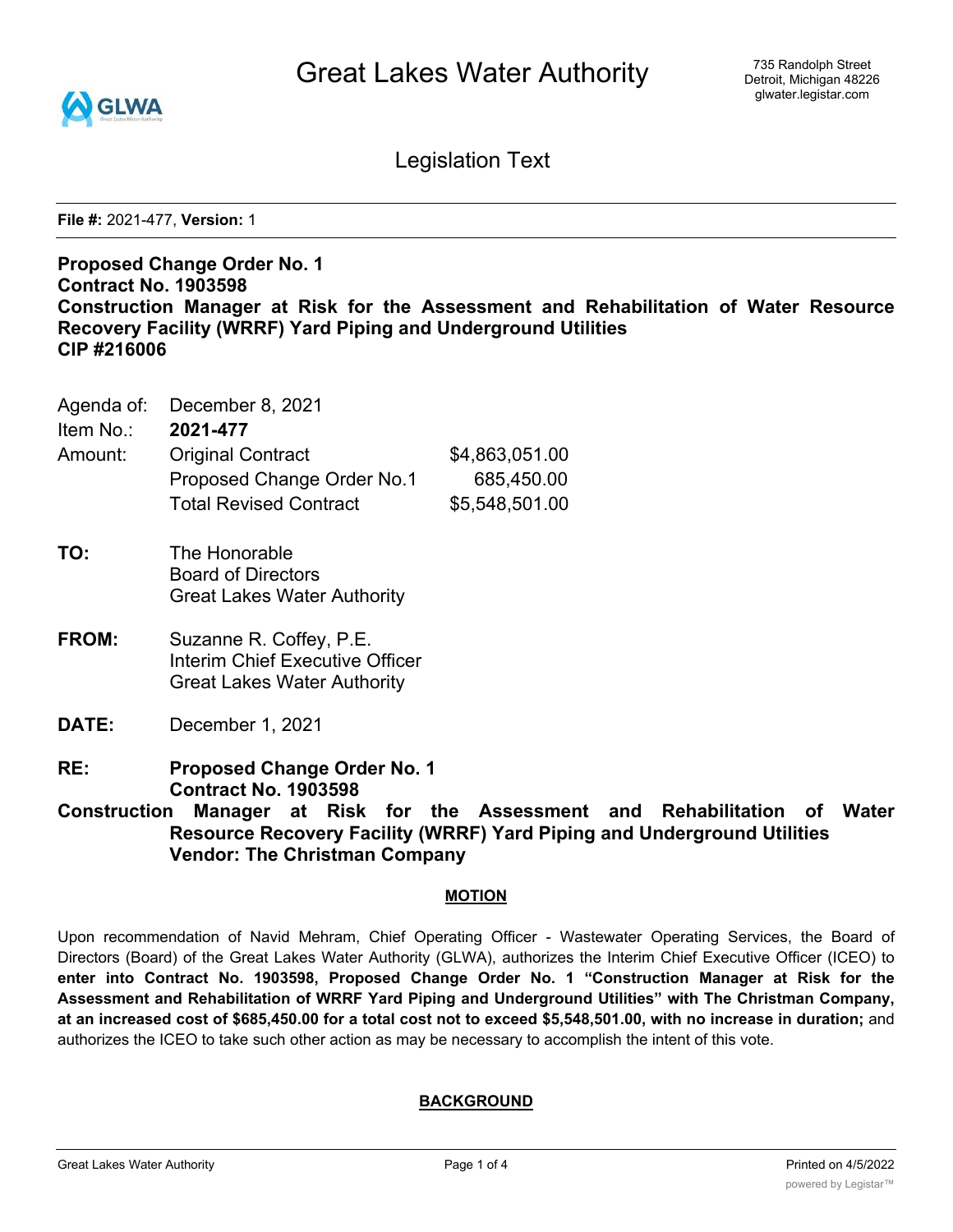**File #:** 2021-477, **Version:** 1

**Proposed Change Order No. 1**
**Contract No. 1903598**
**Construction Manager at Risk for the Assessment and Rehabilitation of Water Resource Recovery Facility (WRRF) Yard Piping and Underground Utilities**
**CIP #216006**

| | | |
|---|---|---|
| Agenda of: | December 8, 2021 | |
| Item No.: | **2021-477** | |
| Amount: | Original Contract | $4,863,051.00 |
| | Proposed Change Order No.1 | 685,450.00 |
| | Total Revised Contract | $5,548,501.00 |

**TO:** The Honorable
Board of Directors
Great Lakes Water Authority

**FROM:** Suzanne R. Coffey, P.E.
Interim Chief Executive Officer
Great Lakes Water Authority

**DATE:** December 1, 2021

**RE: Proposed Change Order No. 1**
**Contract No. 1903598**
**Construction Manager at Risk for the Assessment and Rehabilitation of Water Resource Recovery Facility (WRRF) Yard Piping and Underground Utilities**
**Vendor: The Christman Company**

## MOTION

Upon recommendation of Navid Mehram, Chief Operating Officer - Wastewater Operating Services, the Board of Directors (Board) of the Great Lakes Water Authority (GLWA), authorizes the Interim Chief Executive Officer (ICEO) to **enter into Contract No. 1903598, Proposed Change Order No. 1 "Construction Manager at Risk for the Assessment and Rehabilitation of WRRF Yard Piping and Underground Utilities" with The Christman Company, at an increased cost of $685,450.00 for a total cost not to exceed $5,548,501.00, with no increase in duration;** and authorizes the ICEO to take such other action as may be necessary to accomplish the intent of this vote.

## BACKGROUND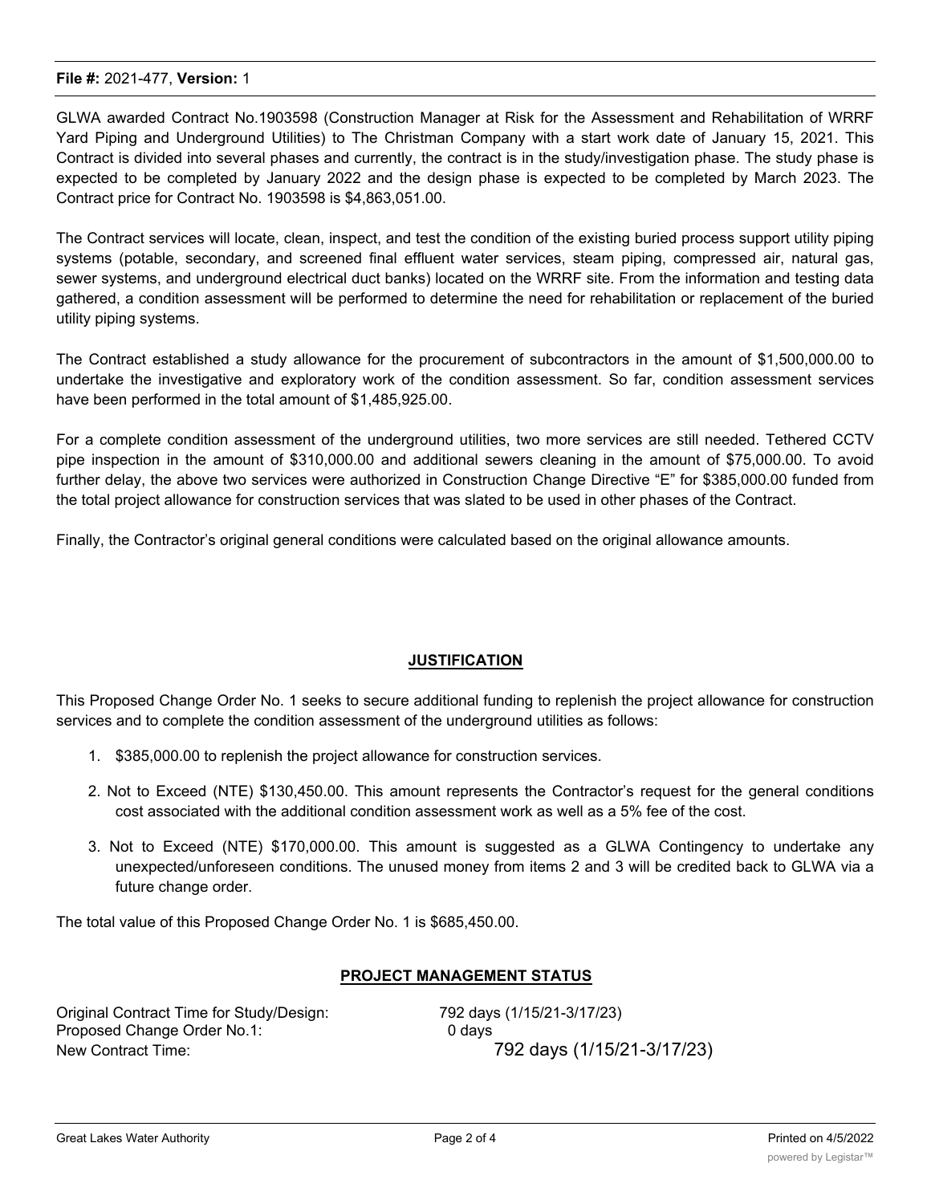GLWA awarded Contract No.1903598 (Construction Manager at Risk for the Assessment and Rehabilitation of WRRF Yard Piping and Underground Utilities) to The Christman Company with a start work date of January 15, 2021. This Contract is divided into several phases and currently, the contract is in the study/investigation phase. The study phase is expected to be completed by January 2022 and the design phase is expected to be completed by March 2023. The Contract price for Contract No. 1903598 is $4,863,051.00.

The Contract services will locate, clean, inspect, and test the condition of the existing buried process support utility piping systems (potable, secondary, and screened final effluent water services, steam piping, compressed air, natural gas, sewer systems, and underground electrical duct banks) located on the WRRF site. From the information and testing data gathered, a condition assessment will be performed to determine the need for rehabilitation or replacement of the buried utility piping systems.

The Contract established a study allowance for the procurement of subcontractors in the amount of $1,500,000.00 to undertake the investigative and exploratory work of the condition assessment. So far, condition assessment services have been performed in the total amount of $1,485,925.00.

For a complete condition assessment of the underground utilities, two more services are still needed. Tethered CCTV pipe inspection in the amount of $310,000.00 and additional sewers cleaning in the amount of $75,000.00. To avoid further delay, the above two services were authorized in Construction Change Directive "E" for $385,000.00 funded from the total project allowance for construction services that was slated to be used in other phases of the Contract.

Finally, the Contractor's original general conditions were calculated based on the original allowance amounts.

## JUSTIFICATION

This Proposed Change Order No. 1 seeks to secure additional funding to replenish the project allowance for construction services and to complete the condition assessment of the underground utilities as follows:

1. $385,000.00 to replenish the project allowance for construction services.
2. Not to Exceed (NTE) $130,450.00. This amount represents the Contractor's request for the general conditions cost associated with the additional condition assessment work as well as a 5% fee of the cost.
3. Not to Exceed (NTE) $170,000.00. This amount is suggested as a GLWA Contingency to undertake any unexpected/unforeseen conditions. The unused money from items 2 and 3 will be credited back to GLWA via a future change order.

The total value of this Proposed Change Order No. 1 is $685,450.00.

## PROJECT MANAGEMENT STATUS

| | |
|---|---|
| Original Contract Time for Study/Design: | 792 days (1/15/21-3/17/23) |
| Proposed Change Order No.1: | 0 days |
| New Contract Time: | 792 days (1/15/21-3/17/23) |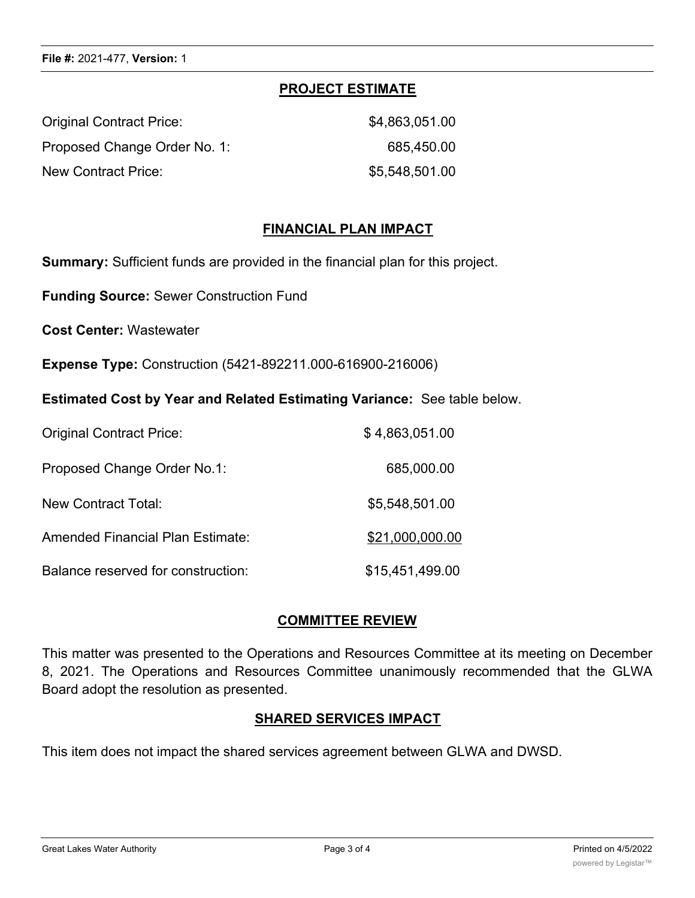**File #:** 2021-477, **Version:** 1

## PROJECT ESTIMATE

| | |
|---|---|
| Original Contract Price: | $4,863,051.00 |
| Proposed Change Order No. 1: | 685,450.00 |
| New Contract Price: | $5,548,501.00 |

## FINANCIAL PLAN IMPACT

**Summary:** Sufficient funds are provided in the financial plan for this project.

**Funding Source:** Sewer Construction Fund

**Cost Center:** Wastewater

**Expense Type:** Construction (5421-892211.000-616900-216006)

**Estimated Cost by Year and Related Estimating Variance:** See table below.

| | |
|---|---|
| Original Contract Price: | $ 4,863,051.00 |
| Proposed Change Order No.1: | 685,000.00 |
| New Contract Total: | $5,548,501.00 |
| Amended Financial Plan Estimate: | $21,000,000.00 |
| Balance reserved for construction: | $15,451,499.00 |

## COMMITTEE REVIEW

This matter was presented to the Operations and Resources Committee at its meeting on December 8, 2021. The Operations and Resources Committee unanimously recommended that the GLWA Board adopt the resolution as presented.

## SHARED SERVICES IMPACT

This item does not impact the shared services agreement between GLWA and DWSD.